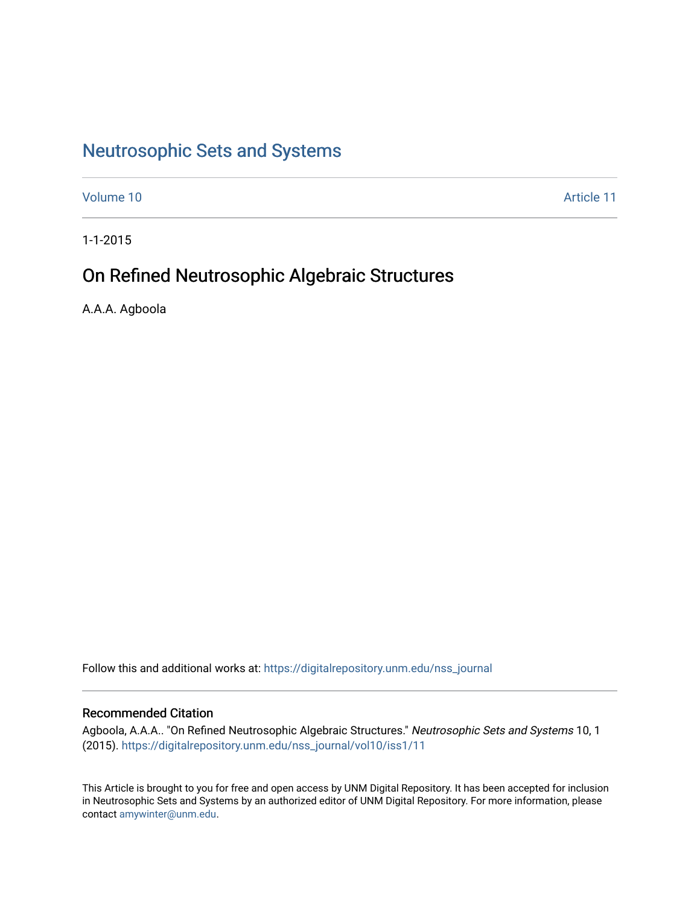# Neutrosophic Sets and Systems

Volume 10 | Article 11

1-1-2015

## On Refined Neutrosophic Algebraic Structures

A.A.A. Agboola

Follow this and additional works at: https://digitalrepository.unm.edu/nss_journal

### Recommended Citation

Agboola, A.A.A.. "On Refined Neutrosophic Algebraic Structures." *Neutrosophic Sets and Systems* 10, 1 (2015). https://digitalrepository.unm.edu/nss_journal/vol10/iss1/11

This Article is brought to you for free and open access by UNM Digital Repository. It has been accepted for inclusion in Neutrosophic Sets and Systems by an authorized editor of UNM Digital Repository. For more information, please contact amywinter@unm.edu.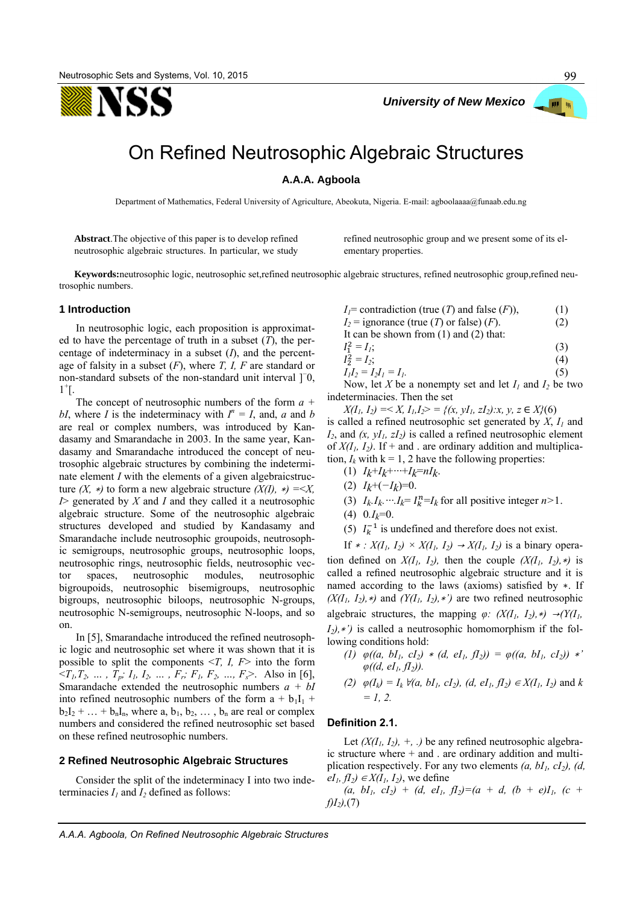# On Refined Neutrosophic Algebraic Structures

**A.A.A. Agboola**

Department of Mathematics, Federal University of Agriculture, Abeokuta, Nigeria. E-mail: agboolaaaa@funaab.edu.ng

**Abstract**.The objective of this paper is to develop refined neutrosophic algebraic structures. In particular, we study refined neutrosophic group and we present some of its elementary properties.

**Keywords:**neutrosophic logic, neutrosophic set,refined neutrosophic algebraic structures, refined neutrosophic group,refined neutrosophic numbers.

## 1 Introduction

In neutrosophic logic, each proposition is approximated to have the percentage of truth in a subset ($T$), the percentage of indeterminacy in a subset ($I$), and the percentage of falsity in a subset ($F$), where $T, I, F$ are standard or non-standard subsets of the non-standard unit interval $]^-0, 1^+[$.

The concept of neutrosophic numbers of the form $a + bI$, where $I$ is the indeterminacy with $I^n = I$, and, $a$ and $b$ are real or complex numbers, was introduced by Kandasamy and Smarandache in 2003. In the same year, Kandasamy and Smarandache introduced the concept of neutrosophic algebraic structures by combining the indeterminate element $I$ with the elements of a given algebraicstructure $(X, *)$ to form a new algebraic structure $(X(I), *) = <X, I>$ generated by $X$ and $I$ and they called it a neutrosophic algebraic structure. Some of the neutrosophic algebraic structures developed and studied by Kandasamy and Smarandache include neutrosophic groupoids, neutrosophic semigroups, neutrosophic groups, neutrosophic loops, neutrosophic rings, neutrosophic fields, neutrosophic vector spaces, neutrosophic modules, neutrosophic bigroupoids, neutrosophic bisemigroups, neutrosophic bigroups, neutrosophic biloops, neutrosophic N-groups, neutrosophic N-semigroups, neutrosophic N-loops, and so on.

In [5], Smarandache introduced the refined neutrosophic logic and neutrosophic set where it was shown that it is possible to split the components $<T, I, F>$ into the form $<T_1, T_2, \ldots, T_p; I_1, I_2, \ldots, F_r; F_1, F_2, \ldots, F_s>$. Also in [6], Smarandache extended the neutrosophic numbers $a + bI$ into refined neutrosophic numbers of the form $a + b_1I_1 + b_2I_2 + \ldots + b_nI_n$, where $a, b_1, b_2, \ldots, b_n$ are real or complex numbers and considered the refined neutrosophic set based on these refined neutrosophic numbers.

## 2 Refined Neutrosophic Algebraic Structures

Consider the split of the indeterminacy I into two indeterminacies $I_1$ and $I_2$ defined as follows:

$I_1$= contradiction (true ($T$) and false ($F$)), (1)

$I_2$ = ignorance (true ($T$) or false) ($F$). (2)

It can be shown from (1) and (2) that:

$I_1^2 = I_1$; (3)

$I_2^2 = I_2$; (4)

$I_1I_2 = I_2I_1 = I_1$. (5)

Now, let $X$ be a nonempty set and let $I_1$ and $I_2$ be two indeterminacies. Then the set

$$X(I_1, I_2) =< X, I_1,I_2> = \{(x, yI_1, zI_2):x, y, z \in X\} \quad (6)$$

is called a refined neutrosophic set generated by $X$, $I_1$ and $I_2$, and $(x, yI_1, zI_2)$ is called a refined neutrosophic element of $X(I_1, I_2)$. If + and . are ordinary addition and multiplication, $I_k$ with k = 1, 2 have the following properties:

1. $I_k+I_k+\cdots+I_k=nI_k$.
2. $I_k+(-I_k)=0$.
3. $I_k.I_k.\cdots.I_k= I_k^n=I_k$ for all positive integer $n$>1.
4. $0.I_k=0$.
5. $I_k^{-1}$ is undefined and therefore does not exist.

If $* : X(I_1, I_2) \times X(I_1, I_2) \to X(I_1, I_2)$ is a binary operation defined on $X(I_1, I_2)$, then the couple $(X(I_1, I_2),*)$ is called a refined neutrosophic algebraic structure and it is named according to the laws (axioms) satisfied by $*$. If $(X(I_1, I_2),*)$ and $(Y(I_1, I_2),*')$ are two refined neutrosophic algebraic structures, the mapping $\varphi: (X(I_1, I_2),*) \to (Y(I_1, I_2),*')$ is called a neutrosophic homomorphism if the following conditions hold:

1. $\varphi((a, bI_1, cI_2) * (d, eI_1, fI_2)) = \varphi((a, bI_1, cI_2)) *' \varphi((d, eI_1, fI_2))$.
2. $\varphi(I_k) = I_k$ $\forall(a, bI_1, cI_2), (d, eI_1, fI_2) \in X(I_1, I_2)$ and $k = 1, 2$.

### Definition 2.1.

Let $(X(I_1, I_2), +, .)$ be any refined neutrosophic algebraic structure where + and . are ordinary addition and multiplication respectively. For any two elements $(a, bI_1, cI_2)$, $(d, eI_1, fI_2) \in X(I_1, I_2)$, we define

$$(a, bI_1, cI_2) + (d, eI_1, fI_2)=(a + d, (b + e)I_1, (c + f)I_2), \quad (7)$$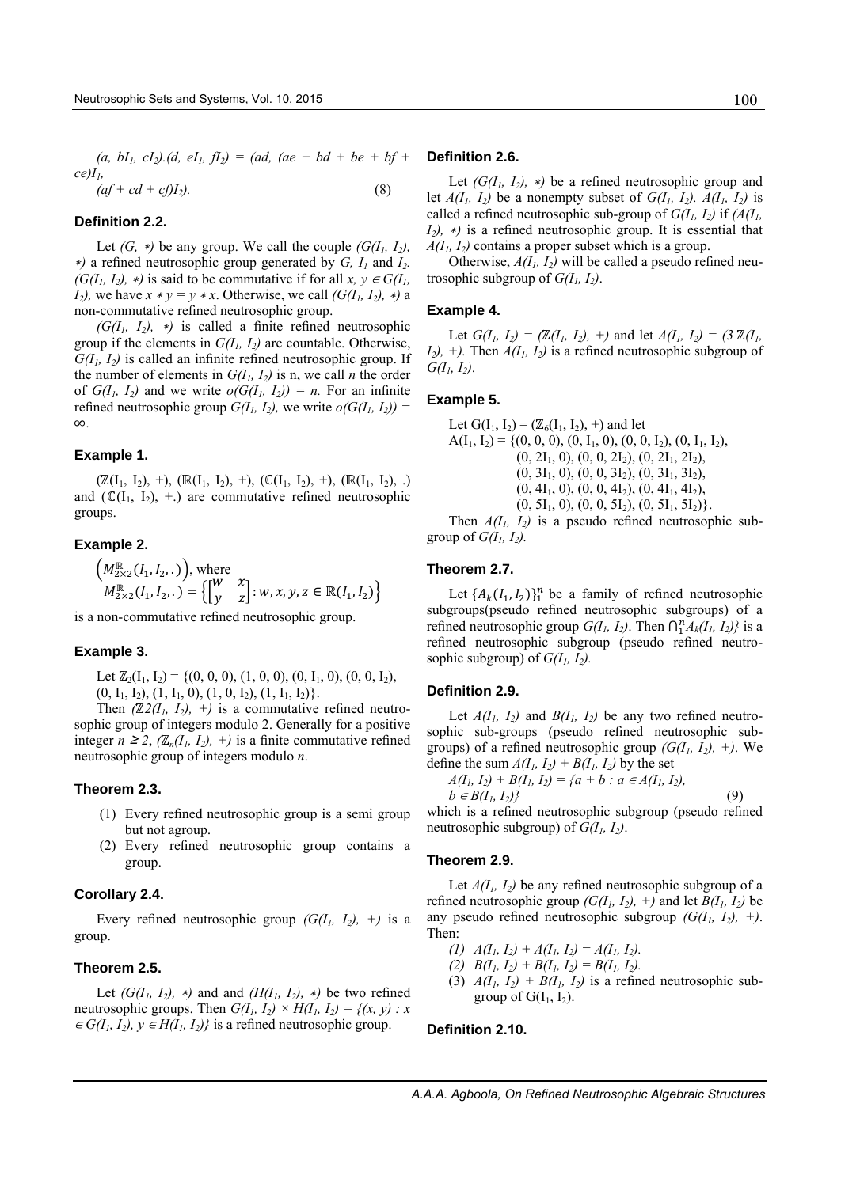$(a, bI_1, cI_2).(d, eI_1, fI_2) = (ad, (ae + bd + be + bf + ce)I_1,$

$$(af + cd + cf)I_2). \tag{8}$$

### Definition 2.2.

Let $(G, *)$ be any group. We call the couple $(G(I_1, I_2), *)$ a refined neutrosophic group generated by $G$, $I_1$ and $I_2$. $(G(I_1, I_2), *)$ is said to be commutative if for all $x, y \in G(I_1, I_2)$, we have $x * y = y * x$. Otherwise, we call $(G(I_1, I_2), *)$ a non-commutative refined neutrosophic group.

$(G(I_1, I_2), *)$ is called a finite refined neutrosophic group if the elements in $G(I_1, I_2)$ are countable. Otherwise, $G(I_1, I_2)$ is called an infinite refined neutrosophic group. If the number of elements in $G(I_1, I_2)$ is n, we call $n$ the order of $G(I_1, I_2)$ and we write $o(G(I_1, I_2)) = n$. For an infinite refined neutrosophic group $G(I_1, I_2)$, we write $o(G(I_1, I_2)) = \infty$.

### Example 1.

$(\mathbb{Z}(I_1, I_2), +)$, $(\mathbb{R}(I_1, I_2), +)$, $(\mathbb{C}(I_1, I_2), +)$, $(\mathbb{R}(I_1, I_2), .)$ and $(\mathbb{C}(I_1, I_2), +.)$ are commutative refined neutrosophic groups.

### Example 2.

$\left(M_{2\times 2}^{\mathbb{R}}(I_1, I_2, .)\right)$, where
$M_{2\times 2}^{\mathbb{R}}(I_1, I_2, .) = \left\{\begin{bmatrix} w & x \\ y & z \end{bmatrix} : w, x, y, z \in \mathbb{R}(I_1, I_2)\right\}$

is a non-commutative refined neutrosophic group.

### Example 3.

Let $\mathbb{Z}_2(I_1, I_2) = \{(0, 0, 0), (1, 0, 0), (0, I_1, 0), (0, 0, I_2), (0, I_1, I_2), (1, I_1, 0), (1, 0, I_2), (1, I_1, I_2)\}$.

Then $(\mathbb{Z}2(I_1, I_2), +)$ is a commutative refined neutrosophic group of integers modulo 2. Generally for a positive integer $n \geq 2$, $(\mathbb{Z}_n(I_1, I_2), +)$ is a finite commutative refined neutrosophic group of integers modulo $n$.

### Theorem 2.3.

(1) Every refined neutrosophic group is a semi group but not agroup.

(2) Every refined neutrosophic group contains a group.

### Corollary 2.4.

Every refined neutrosophic group $(G(I_1, I_2), +)$ is a group.

### Theorem 2.5.

Let $(G(I_1, I_2), *)$ and and $(H(I_1, I_2), *)$ be two refined neutrosophic groups. Then $G(I_1, I_2) \times H(I_1, I_2) = \{(x, y) : x \in G(I_1, I_2), y \in H(I_1, I_2)\}$ is a refined neutrosophic group.

### Definition 2.6.

Let $(G(I_1, I_2), *)$ be a refined neutrosophic group and let $A(I_1, I_2)$ be a nonempty subset of $G(I_1, I_2)$. $A(I_1, I_2)$ is called a refined neutrosophic sub-group of $G(I_1, I_2)$ if $(A(I_1, I_2), *)$ is a refined neutrosophic group. It is essential that $A(I_1, I_2)$ contains a proper subset which is a group.

Otherwise, $A(I_1, I_2)$ will be called a pseudo refined neutrosophic subgroup of $G(I_1, I_2)$.

### Example 4.

Let $G(I_1, I_2) = (\mathbb{Z}(I_1, I_2), +)$ and let $A(I_1, I_2) = (3\,\mathbb{Z}(I_1, I_2), +)$. Then $A(I_1, I_2)$ is a refined neutrosophic subgroup of $G(I_1, I_2)$.

### Example 5.

Let $G(I_1, I_2) = (\mathbb{Z}_6(I_1, I_2), +)$ and let
$A(I_1, I_2) = \{(0, 0, 0), (0, I_1, 0), (0, 0, I_2), (0, I_1, I_2),$
$(0, 2I_1, 0), (0, 0, 2I_2), (0, 2I_1, 2I_2),$
$(0, 3I_1, 0), (0, 0, 3I_2), (0, 3I_1, 3I_2),$
$(0, 4I_1, 0), (0, 0, 4I_2), (0, 4I_1, 4I_2),$
$(0, 5I_1, 0), (0, 0, 5I_2), (0, 5I_1, 5I_2)\}$.

Then $A(I_1, I_2)$ is a pseudo refined neutrosophic subgroup of $G(I_1, I_2)$.

### Theorem 2.7.

Let $\{A_k(I_1, I_2)\}_1^n$ be a family of refined neutrosophic subgroups(pseudo refined neutrosophic subgroups) of a refined neutrosophic group $G(I_1, I_2)$. Then $\bigcap_1^n A_k(I_1, I_2)\}$ is a refined neutrosophic subgroup (pseudo refined neutrosophic subgroup) of $G(I_1, I_2)$.

### Definition 2.9.

Let $A(I_1, I_2)$ and $B(I_1, I_2)$ be any two refined neutrosophic sub-groups (pseudo refined neutrosophic subgroups) of a refined neutrosophic group $(G(I_1, I_2), +)$. We define the sum $A(I_1, I_2) + B(I_1, I_2)$ by the set

$$A(I_1, I_2) + B(I_1, I_2) = \{a + b : a \in A(I_1, I_2), b \in B(I_1, I_2)\} \tag{9}$$

which is a refined neutrosophic subgroup (pseudo refined neutrosophic subgroup) of $G(I_1, I_2)$.

### Theorem 2.9.

Let $A(I_1, I_2)$ be any refined neutrosophic subgroup of a refined neutrosophic group $(G(I_1, I_2), +)$ and let $B(I_1, I_2)$ be any pseudo refined neutrosophic subgroup $(G(I_1, I_2), +)$. Then:

(1) $A(I_1, I_2) + A(I_1, I_2) = A(I_1, I_2)$.

(2) $B(I_1, I_2) + B(I_1, I_2) = B(I_1, I_2)$.

(3) $A(I_1, I_2) + B(I_1, I_2)$ is a refined neutrosophic subgroup of $G(I_1, I_2)$.

### Definition 2.10.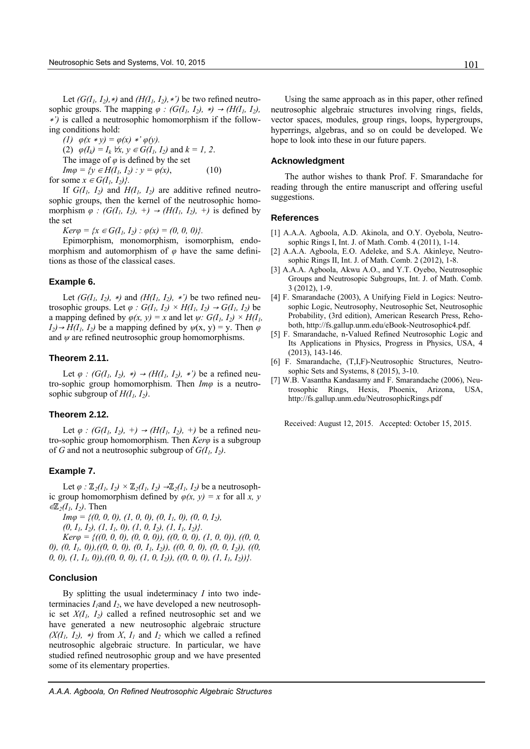Let $(G(I_1, I_2),*)$ and $(H(I_1, I_2),*')$ be two refined neutrosophic groups. The mapping $\varphi : (G(I_1, I_2), *) \rightarrow (H(I_1, I_2), *')$ is called a neutrosophic homomorphism if the following conditions hold:

(1) $\varphi(x * y) = \varphi(x) *' \varphi(y)$.

(2) $\varphi(I_k) = I_k \; \forall x, y \in G(I_1, I_2)$ and $k = 1, 2$.

The image of $\varphi$ is defined by the set

$$Im\varphi = \{y \in H(I_1, I_2) : y = \varphi(x), \tag{10}$$

for some $x \in G(I_1, I_2)\}$.

If $G(I_1, I_2)$ and $H(I_1, I_2)$ are additive refined neutrosophic groups, then the kernel of the neutrosophic homomorphism $\varphi : (G(I_1, I_2), +) \rightarrow (H(I_1, I_2), +)$ is defined by the set

$Ker\varphi = \{x \in G(I_1, I_2) : \varphi(x) = (0, 0, 0)\}$.

Epimorphism, monomorphism, isomorphism, endomorphism and automorphism of $\varphi$ have the same definitions as those of the classical cases.

### Example 6.

Let $(G(I_1, I_2), *)$ and $(H(I_1, I_2), *')$ be two refined neutrosophic groups. Let $\varphi : G(I_1, I_2) \times H(I_1, I_2) \rightarrow G(I_1, I_2)$ be a mapping defined by $\varphi(x, y) = x$ and let $\psi: G(I_1, I_2) \times H(I_1, I_2) \rightarrow H(I_1, I_2)$ be a mapping defined by $\psi(x, y) = y$. Then $\varphi$ and $\psi$ are refined neutrosophic group homomorphisms.

### Theorem 2.11.

Let $\varphi : (G(I_1, I_2), *) \rightarrow (H(I_1, I_2), *')$ be a refined neutro-sophic group homomorphism. Then $Im\varphi$ is a neutrosophic subgroup of $H(I_1, I_2)$.

### Theorem 2.12.

Let $\varphi : (G(I_1, I_2), +) \rightarrow (H(I_1, I_2), +)$ be a refined neutro-sophic group homomorphism. Then $Ker\varphi$ is a subgroup of $G$ and not a neutrosophic subgroup of $G(I_1, I_2)$.

### Example 7.

Let $\varphi : \mathbb{Z}_2(I_1, I_2) \times \mathbb{Z}_2(I_1, I_2) \rightarrow \mathbb{Z}_2(I_1, I_2)$ be a neutrosophic group homomorphism defined by $\varphi(x, y) = x$ for all $x, y \in \mathbb{Z}_2(I_1, I_2)$. Then

$Im\varphi = \{(0, 0, 0), (1, 0, 0), (0, I_1, 0), (0, 0, I_2), (0, I_1, I_2), (1, I_1, 0), (1, 0, I_2), (1, I_1, I_2)\}$.

$Ker\varphi = \{((0, 0, 0), (0, 0, 0)), ((0, 0, 0), (1, 0, 0)), ((0, 0, 0), (0, I_1, 0)),((0, 0, 0), (0, I_1, I_2)), ((0, 0, 0), (0, 0, I_2)), ((0, 0, 0), (1, I_1, 0)),((0, 0, 0), (1, 0, I_2)), ((0, 0, 0), (1, I_1, I_2))\}$.

### Conclusion

By splitting the usual indeterminacy $I$ into two indeterminacies $I_1$and $I_2$, we have developed a new neutrosophic set $X(I_1, I_2)$ called a refined neutrosophic set and we have generated a new neutrosophic algebraic structure $(X(I_1, I_2), *)$ from $X$, $I_1$ and $I_2$ which we called a refined neutrosophic algebraic structure. In particular, we have studied refined neutrosophic group and we have presented some of its elementary properties.

Using the same approach as in this paper, other refined neutrosophic algebraic structures involving rings, fields, vector spaces, modules, group rings, loops, hypergroups, hyperrings, algebras, and so on could be developed. We hope to look into these in our future papers.

### Acknowledgment

The author wishes to thank Prof. F. Smarandache for reading through the entire manuscript and offering useful suggestions.

### References

[1] A.A.A. Agboola, A.D. Akinola, and O.Y. Oyebola, Neutrosophic Rings I, Int. J. of Math. Comb. 4 (2011), 1-14.

[2] A.A.A. Agboola, E.O. Adeleke, and S.A. Akinleye, Neutrosophic Rings II, Int. J. of Math. Comb. 2 (2012), 1-8.

[3] A.A.A. Agboola, Akwu A.O., and Y.T. Oyebo, Neutrosophic Groups and Neutrosopic Subgroups, Int. J. of Math. Comb. 3 (2012), 1-9.

[4] F. Smarandache (2003), A Unifying Field in Logics: Neutrosophic Logic, Neutrosophy, Neutrosophic Set, Neutrosophic Probability, (3rd edition), American Research Press, Rehoboth, http://fs.gallup.unm.edu/eBook-Neutrosophic4.pdf.

[5] F. Smarandache, n-Valued Refined Neutrosophic Logic and Its Applications in Physics, Progress in Physics, USA, 4 (2013), 143-146.

[6] F. Smarandache, (T,I,F)-Neutrosophic Structures, Neutrosophic Sets and Systems, 8 (2015), 3-10.

[7] W.B. Vasantha Kandasamy and F. Smarandache (2006), Neutrosophic Rings, Hexis, Phoenix, Arizona, USA, http://fs.gallup.unm.edu/NeutrosophicRings.pdf

Received: August 12, 2015. Accepted: October 15, 2015.